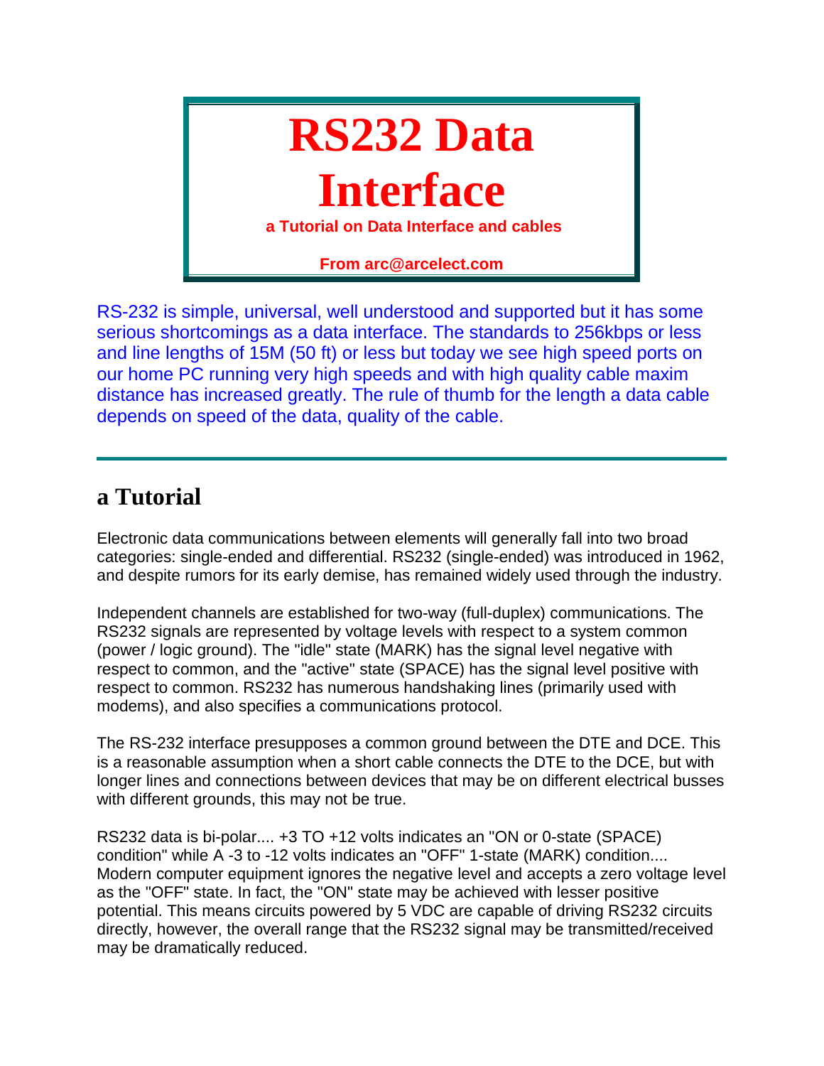# RS232 Data Interface

**a Tutorial on Data Interface and cables**

**From arc@arcelect.com**

RS-232 is simple, universal, well understood and supported but it has some serious shortcomings as a data interface. The standards to 256kbps or less and line lengths of 15M (50 ft) or less but today we see high speed ports on our home PC running very high speeds and with high quality cable maxim distance has increased greatly. The rule of thumb for the length a data cable depends on speed of the data, quality of the cable.

---

## a Tutorial

Electronic data communications between elements will generally fall into two broad categories: single-ended and differential. RS232 (single-ended) was introduced in 1962, and despite rumors for its early demise, has remained widely used through the industry.

Independent channels are established for two-way (full-duplex) communications. The RS232 signals are represented by voltage levels with respect to a system common (power / logic ground). The "idle" state (MARK) has the signal level negative with respect to common, and the "active" state (SPACE) has the signal level positive with respect to common. RS232 has numerous handshaking lines (primarily used with modems), and also specifies a communications protocol.

The RS-232 interface presupposes a common ground between the DTE and DCE. This is a reasonable assumption when a short cable connects the DTE to the DCE, but with longer lines and connections between devices that may be on different electrical busses with different grounds, this may not be true.

RS232 data is bi-polar.... +3 TO +12 volts indicates an "ON or 0-state (SPACE) condition" while A -3 to -12 volts indicates an "OFF" 1-state (MARK) condition.... Modern computer equipment ignores the negative level and accepts a zero voltage level as the "OFF" state. In fact, the "ON" state may be achieved with lesser positive potential. This means circuits powered by 5 VDC are capable of driving RS232 circuits directly, however, the overall range that the RS232 signal may be transmitted/received may be dramatically reduced.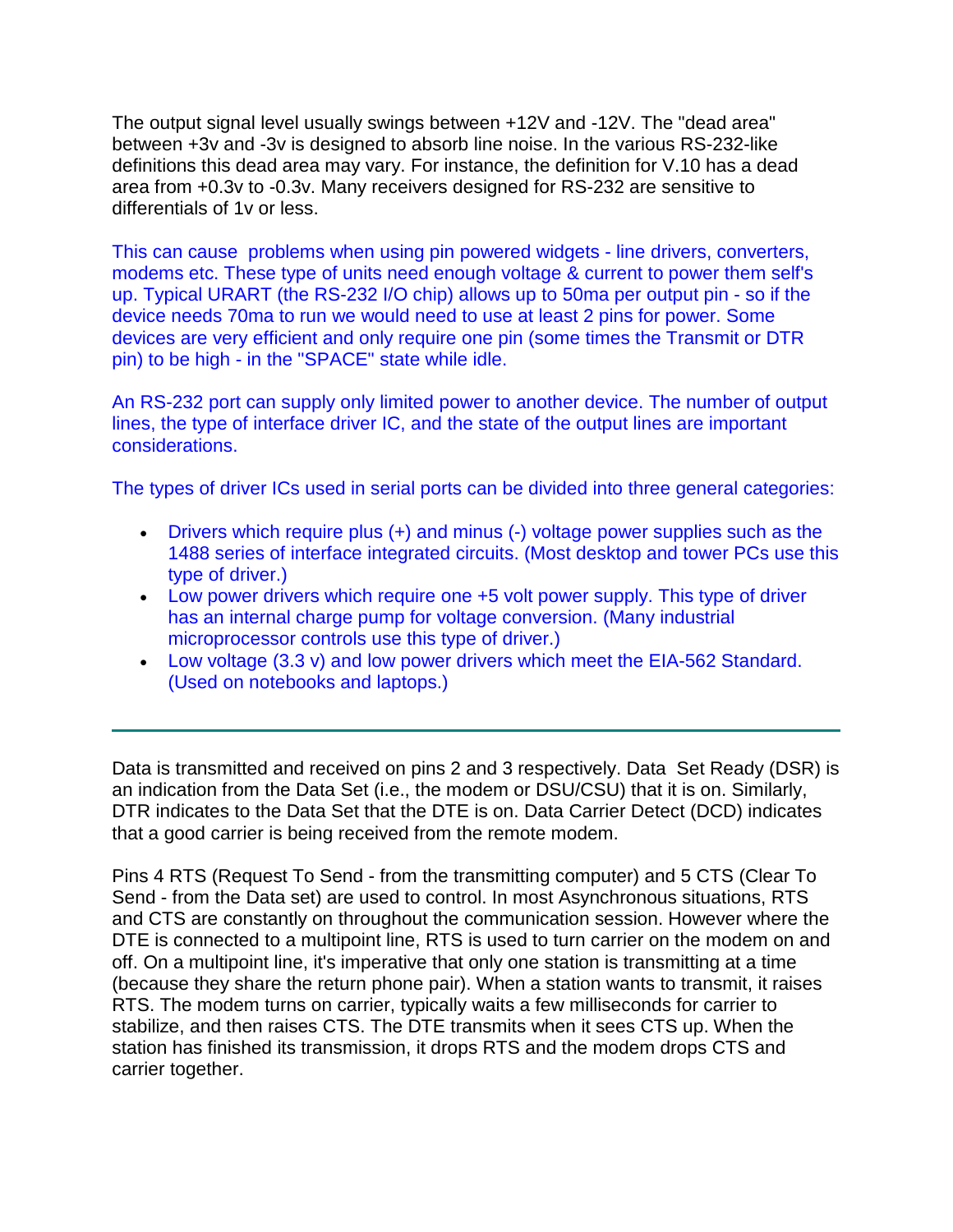The output signal level usually swings between +12V and -12V. The "dead area" between +3v and -3v is designed to absorb line noise. In the various RS-232-like definitions this dead area may vary. For instance, the definition for V.10 has a dead area from +0.3v to -0.3v. Many receivers designed for RS-232 are sensitive to differentials of 1v or less.

This can cause problems when using pin powered widgets - line drivers, converters, modems etc. These type of units need enough voltage & current to power them self's up. Typical URART (the RS-232 I/O chip) allows up to 50ma per output pin - so if the device needs 70ma to run we would need to use at least 2 pins for power. Some devices are very efficient and only require one pin (some times the Transmit or DTR pin) to be high - in the "SPACE" state while idle.

An RS-232 port can supply only limited power to another device. The number of output lines, the type of interface driver IC, and the state of the output lines are important considerations.

The types of driver ICs used in serial ports can be divided into three general categories:

- Drivers which require plus (+) and minus (-) voltage power supplies such as the 1488 series of interface integrated circuits. (Most desktop and tower PCs use this type of driver.)
- Low power drivers which require one +5 volt power supply. This type of driver has an internal charge pump for voltage conversion. (Many industrial microprocessor controls use this type of driver.)
- Low voltage (3.3 v) and low power drivers which meet the EIA-562 Standard. (Used on notebooks and laptops.)

---

Data is transmitted and received on pins 2 and 3 respectively. Data Set Ready (DSR) is an indication from the Data Set (i.e., the modem or DSU/CSU) that it is on. Similarly, DTR indicates to the Data Set that the DTE is on. Data Carrier Detect (DCD) indicates that a good carrier is being received from the remote modem.

Pins 4 RTS (Request To Send - from the transmitting computer) and 5 CTS (Clear To Send - from the Data set) are used to control. In most Asynchronous situations, RTS and CTS are constantly on throughout the communication session. However where the DTE is connected to a multipoint line, RTS is used to turn carrier on the modem on and off. On a multipoint line, it's imperative that only one station is transmitting at a time (because they share the return phone pair). When a station wants to transmit, it raises RTS. The modem turns on carrier, typically waits a few milliseconds for carrier to stabilize, and then raises CTS. The DTE transmits when it sees CTS up. When the station has finished its transmission, it drops RTS and the modem drops CTS and carrier together.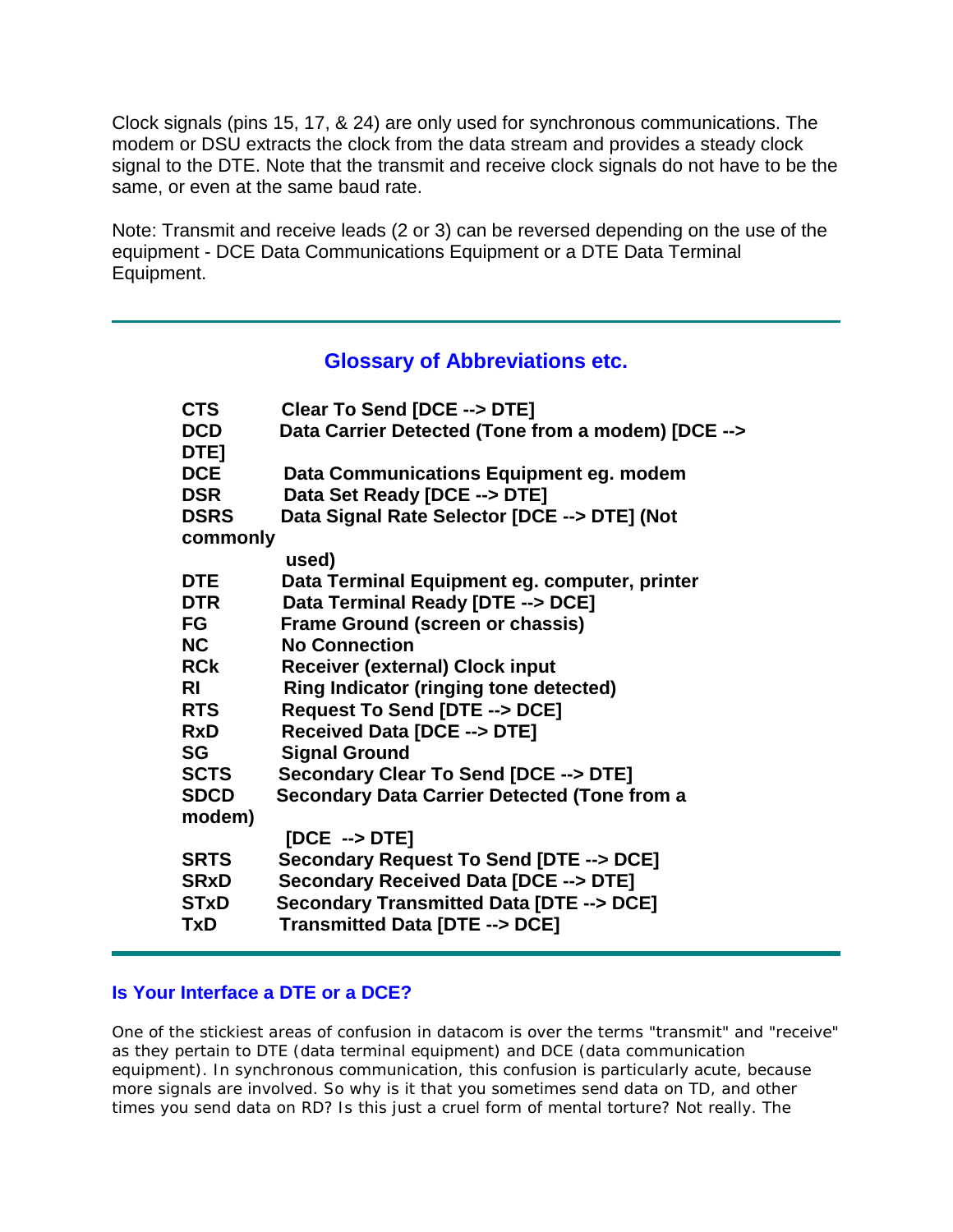Clock signals (pins 15, 17, & 24) are only used for synchronous communications. The modem or DSU extracts the clock from the data stream and provides a steady clock signal to the DTE. Note that the transmit and receive clock signals do not have to be the same, or even at the same baud rate.

Note: Transmit and receive leads (2 or 3) can be reversed depending on the use of the equipment - DCE Data Communications Equipment or a DTE Data Terminal Equipment.

---

## Glossary of Abbreviations etc.

| | |
|---|---|
| **CTS** | **Clear To Send [DCE --> DTE]** |
| **DCD** | **Data Carrier Detected (Tone from a modem) [DCE --> DTE]** |
| **DCE** | **Data Communications Equipment eg. modem** |
| **DSR** | **Data Set Ready [DCE --> DTE]** |
| **DSRS** | **Data Signal Rate Selector [DCE --> DTE] (Not commonly used)** |
| **DTE** | **Data Terminal Equipment eg. computer, printer** |
| **DTR** | **Data Terminal Ready [DTE --> DCE]** |
| **FG** | **Frame Ground (screen or chassis)** |
| **NC** | **No Connection** |
| **RCk** | **Receiver (external) Clock input** |
| **RI** | **Ring Indicator (ringing tone detected)** |
| **RTS** | **Request To Send [DTE --> DCE]** |
| **RxD** | **Received Data [DCE --> DTE]** |
| **SG** | **Signal Ground** |
| **SCTS** | **Secondary Clear To Send [DCE --> DTE]** |
| **SDCD** | **Secondary Data Carrier Detected (Tone from a modem) [DCE --> DTE]** |
| **SRTS** | **Secondary Request To Send [DTE --> DCE]** |
| **SRxD** | **Secondary Received Data [DCE --> DTE]** |
| **STxD** | **Secondary Transmitted Data [DTE --> DCE]** |
| **TxD** | **Transmitted Data [DTE --> DCE]** |

---

### Is Your Interface a DTE or a DCE?

One of the stickiest areas of confusion in datacom is over the terms "transmit" and "receive" as they pertain to DTE (data terminal equipment) and DCE (data communication equipment). In synchronous communication, this confusion is particularly acute, because more signals are involved. So why is it that you sometimes send data on TD, and other times you send data on RD? Is this just a cruel form of mental torture? Not really. The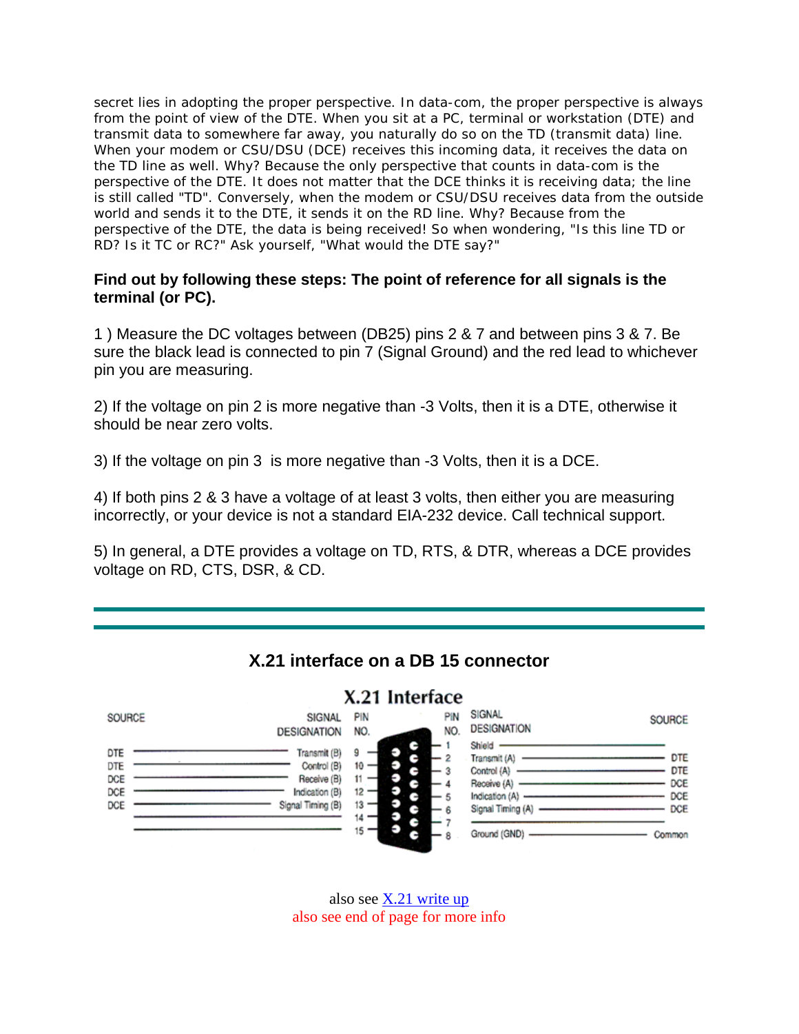secret lies in adopting the proper perspective. In data-com, the proper perspective is always from the point of view of the DTE. When you sit at a PC, terminal or workstation (DTE) and transmit data to somewhere far away, you naturally do so on the TD (transmit data) line. When your modem or CSU/DSU (DCE) receives this incoming data, it receives the data on the TD line as well. Why? Because the only perspective that counts in data-com is the perspective of the DTE. It does not matter that the DCE thinks it is receiving data; the line is still called "TD". Conversely, when the modem or CSU/DSU receives data from the outside world and sends it to the DTE, it sends it on the RD line. Why? Because from the perspective of the DTE, the data is being received! So when wondering, "Is this line TD or RD? Is it TC or RC?" Ask yourself, "What would the DTE say?"

**Find out by following these steps: The point of reference for all signals is the terminal (or PC).**

1 ) Measure the DC voltages between (DB25) pins 2 & 7 and between pins 3 & 7. Be sure the black lead is connected to pin 7 (Signal Ground) and the red lead to whichever pin you are measuring.

2) If the voltage on pin 2 is more negative than -3 Volts, then it is a DTE, otherwise it should be near zero volts.

3) If the voltage on pin 3 is more negative than -3 Volts, then it is a DCE.

4) If both pins 2 & 3 have a voltage of at least 3 volts, then either you are measuring incorrectly, or your device is not a standard EIA-232 device. Call technical support.

5) In general, a DTE provides a voltage on TD, RTS, & DTR, whereas a DCE provides voltage on RD, CTS, DSR, & CD.

---

## X.21 interface on a DB 15 connector

### X.21 Interface

| SOURCE | SIGNAL DESIGNATION | PIN NO. | PIN NO. | SIGNAL DESIGNATION | SOURCE |
|---|---|---|---|---|---|
| | | | 1 | Shield | |
| DTE | Transmit (B) | 9 | 2 | Transmit (A) | DTE |
| DTE | Control (B) | 10 | 3 | Control (A) | DTE |
| DCE | Receive (B) | 11 | 4 | Receive (A) | DCE |
| DCE | Indication (B) | 12 | 5 | Indication (A) | DCE |
| DCE | Signal Timing (B) | 13 | 6 | Signal Timing (A) | DCE |
| | | 14 | 7 | | |
| | | 15 | 8 | Ground (GND) | Common |

also see X.21 write up

also see end of page for more info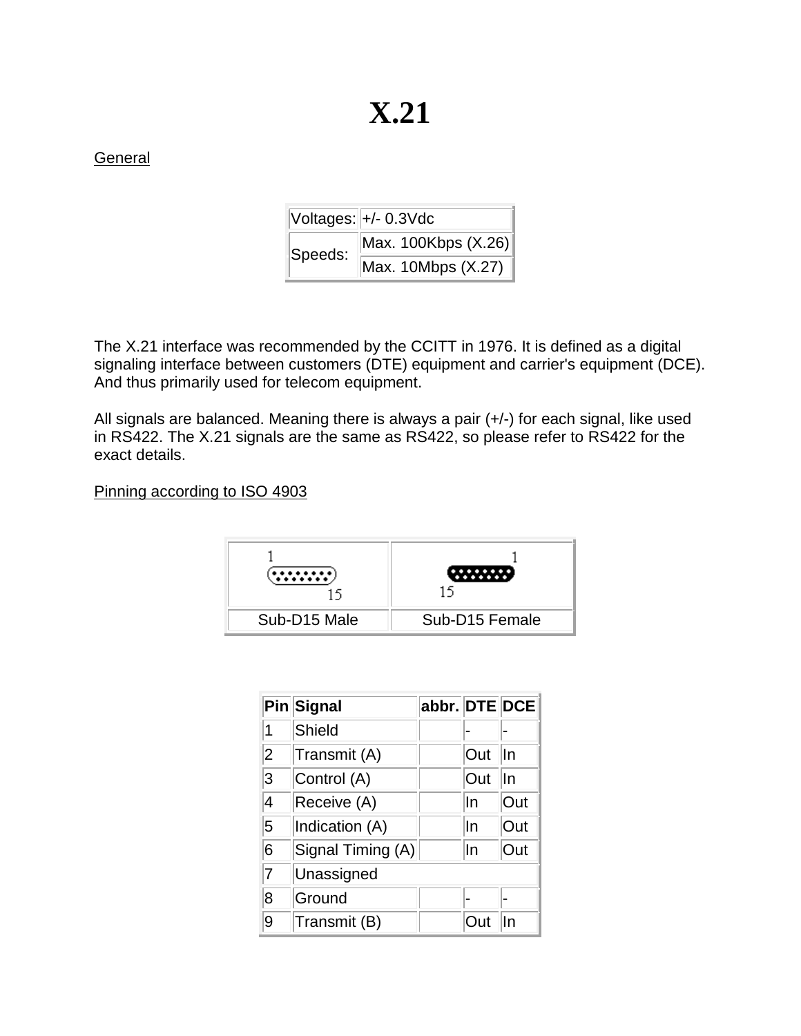# X.21

General

| Voltages: | +/- 0.3Vdc |
|---|---|
| Speeds: | Max. 100Kbps (X.26) |
| | Max. 10Mbps (X.27) |

The X.21 interface was recommended by the CCITT in 1976. It is defined as a digital signaling interface between customers (DTE) equipment and carrier's equipment (DCE). And thus primarily used for telecom equipment.

All signals are balanced. Meaning there is always a pair (+/-) for each signal, like used in RS422. The X.21 signals are the same as RS422, so please refer to RS422 for the exact details.

Pinning according to ISO 4903

| 1 ... 15 | 1 ... 15 |
|---|---|
| Sub-D15 Male | Sub-D15 Female |

| Pin | Signal | abbr. | DTE | DCE |
|---|---|---|---|---|
| 1 | Shield | | - | - |
| 2 | Transmit (A) | | Out | In |
| 3 | Control (A) | | Out | In |
| 4 | Receive (A) | | In | Out |
| 5 | Indication (A) | | In | Out |
| 6 | Signal Timing (A) | | In | Out |
| 7 | Unassigned | | | |
| 8 | Ground | | - | - |
| 9 | Transmit (B) | | Out | In |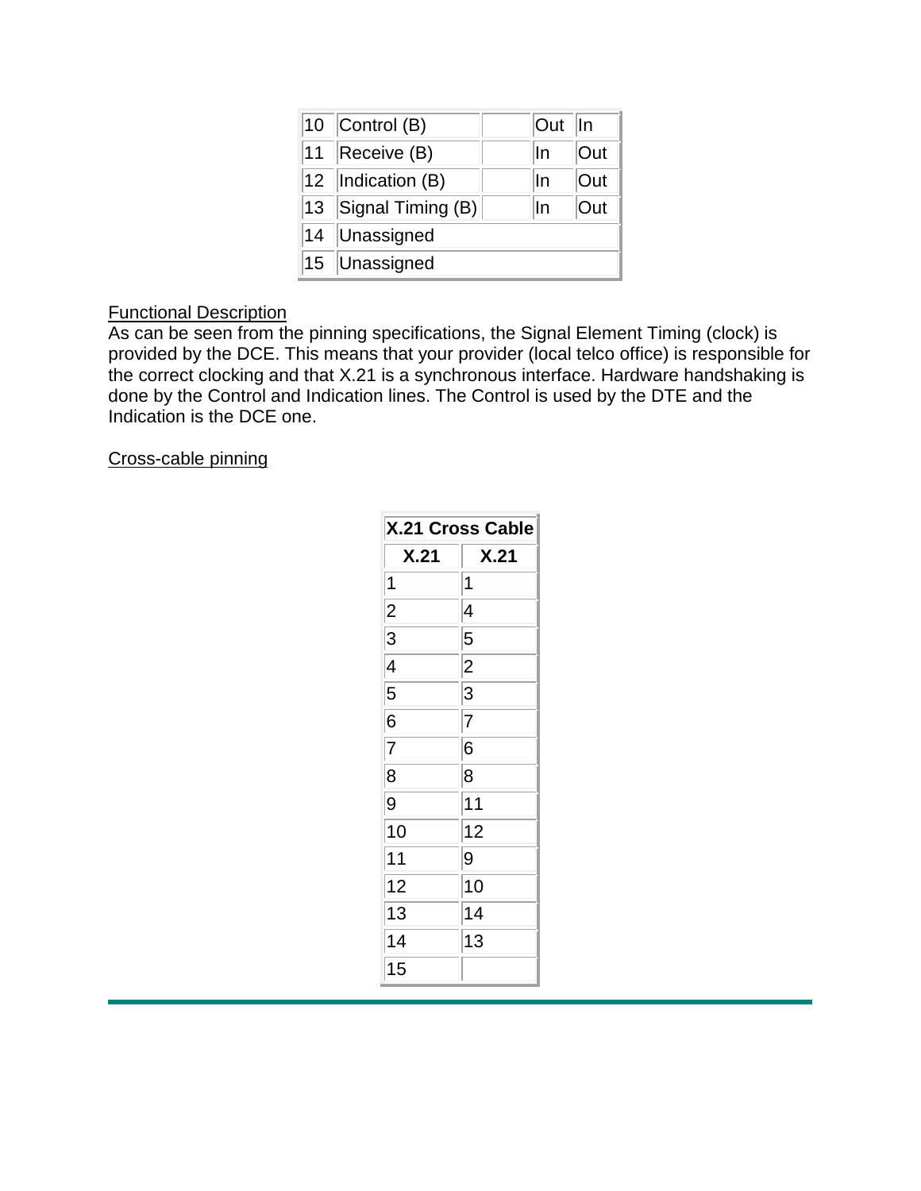| | | | | |
|---|---|---|---|---|
| 10 | Control (B) | | Out | In |
| 11 | Receive (B) | | In | Out |
| 12 | Indication (B) | | In | Out |
| 13 | Signal Timing (B) | | In | Out |
| 14 | Unassigned | | | |
| 15 | Unassigned | | | |

Functional Description

As can be seen from the pinning specifications, the Signal Element Timing (clock) is provided by the DCE. This means that your provider (local telco office) is responsible for the correct clocking and that X.21 is a synchronous interface. Hardware handshaking is done by the Control and Indication lines. The Control is used by the DTE and the Indication is the DCE one.

Cross-cable pinning

| **X.21 Cross Cable** | |
|---|---|
| **X.21** | **X.21** |
| 1 | 1 |
| 2 | 4 |
| 3 | 5 |
| 4 | 2 |
| 5 | 3 |
| 6 | 7 |
| 7 | 6 |
| 8 | 8 |
| 9 | 11 |
| 10 | 12 |
| 11 | 9 |
| 12 | 10 |
| 13 | 14 |
| 14 | 13 |
| 15 | |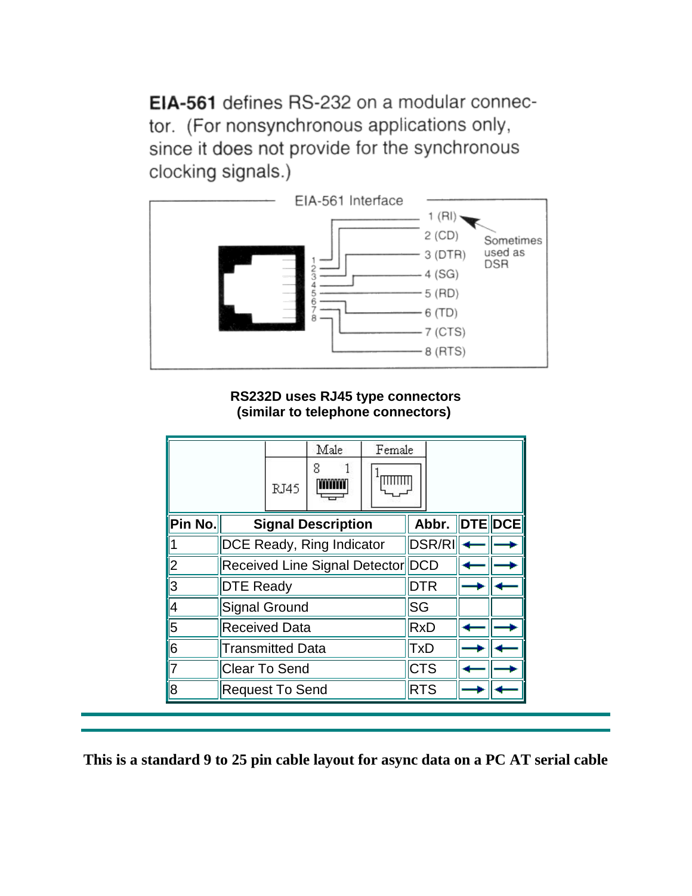**EIA-561** defines RS-232 on a modular connector. (For nonsynchronous applications only, since it does not provide for the synchronous clocking signals.)

EIA-561 Interface

1 (RI) — Sometimes used as DSR
2 (CD)
3 (DTR)
4 (SG)
5 (RD)
6 (TD)
7 (CTS)
8 (RTS)

**RS232D uses RJ45 type connectors (similar to telephone connectors)**

| RJ45 | Male | Female |
|---|---|---|
| | 8 1 | 1 |

| Pin No. | Signal Description | Abbr. | DTE | DCE |
|---|---|---|---|---|
| 1 | DCE Ready, Ring Indicator | DSR/RI | ← | → |
| 2 | Received Line Signal Detector | DCD | ← | → |
| 3 | DTE Ready | DTR | → | ← |
| 4 | Signal Ground | SG | | |
| 5 | Received Data | RxD | ← | → |
| 6 | Transmitted Data | TxD | → | ← |
| 7 | Clear To Send | CTS | ← | → |
| 8 | Request To Send | RTS | → | ← |

---

**This is a standard 9 to 25 pin cable layout for async data on a PC AT serial cable**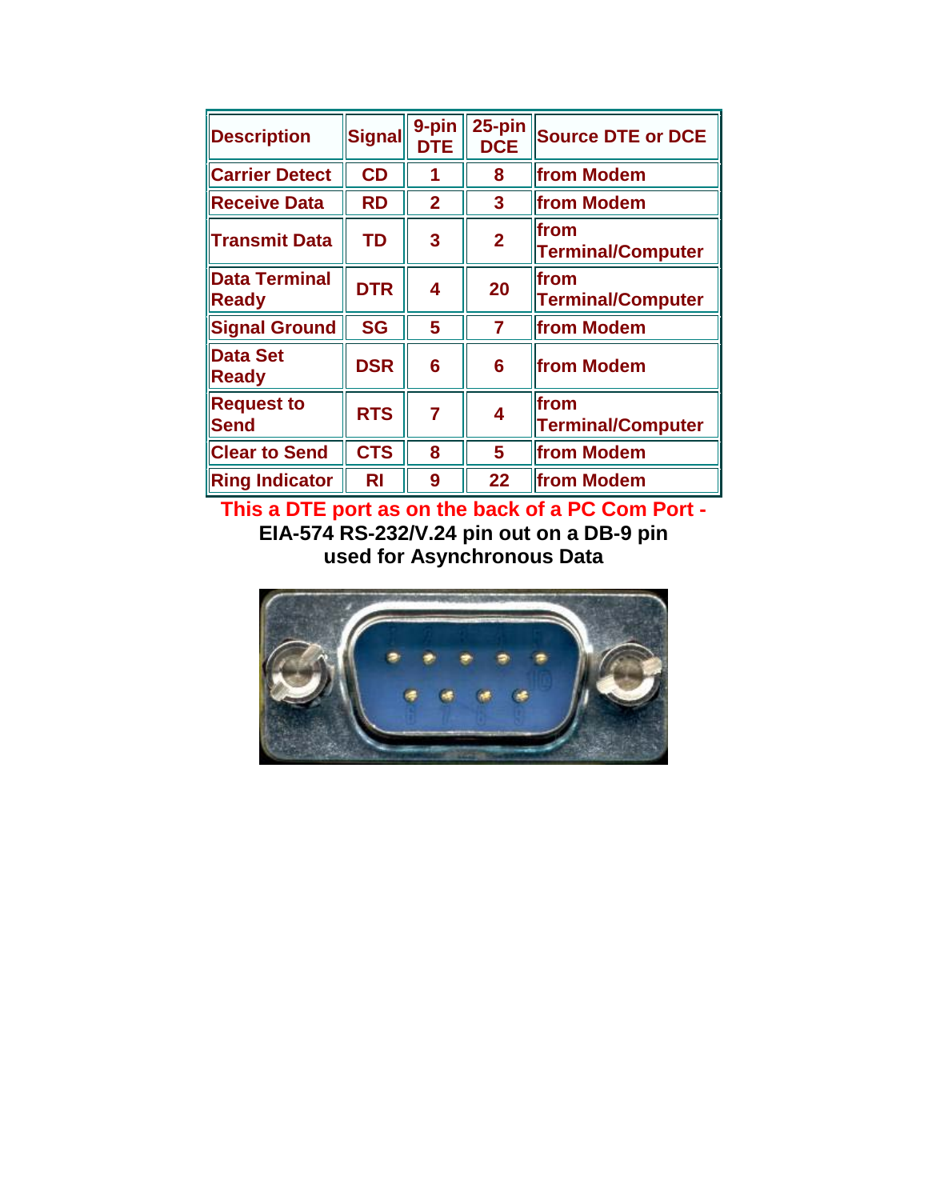| Description | Signal | 9-pin DTE | 25-pin DCE | Source DTE or DCE |
| --- | --- | --- | --- | --- |
| Carrier Detect | CD | 1 | 8 | from Modem |
| Receive Data | RD | 2 | 3 | from Modem |
| Transmit Data | TD | 3 | 2 | from Terminal/Computer |
| Data Terminal Ready | DTR | 4 | 20 | from Terminal/Computer |
| Signal Ground | SG | 5 | 7 | from Modem |
| Data Set Ready | DSR | 6 | 6 | from Modem |
| Request to Send | RTS | 7 | 4 | from Terminal/Computer |
| Clear to Send | CTS | 8 | 5 | from Modem |
| Ring Indicator | RI | 9 | 22 | from Modem |

**This a DTE port as on the back of a PC Com Port -**
**EIA-574 RS-232/V.24 pin out on a DB-9 pin used for Asynchronous Data**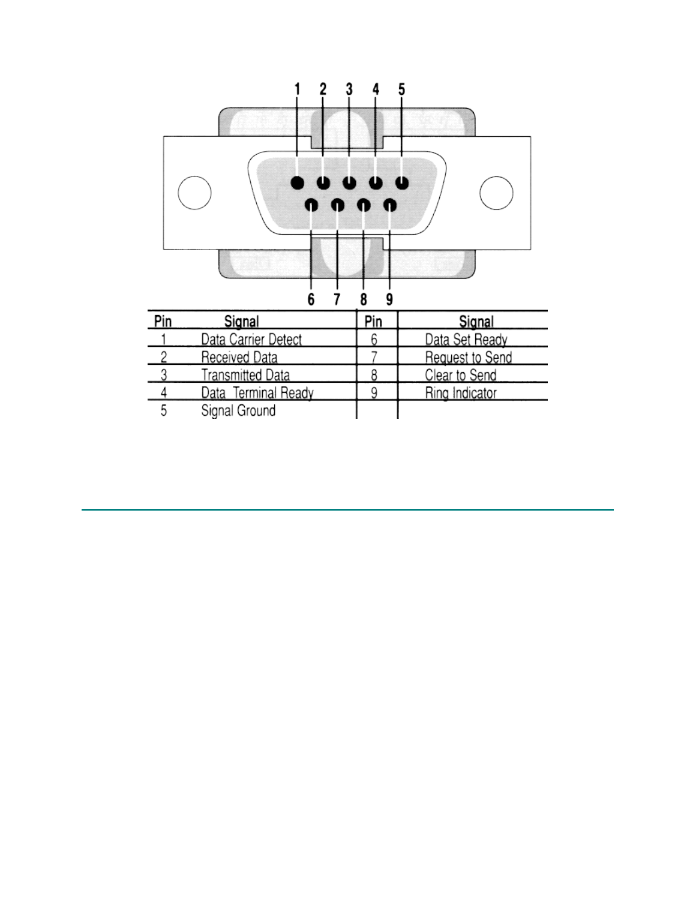| Pin | Signal | Pin | Signal |
|---|---|---|---|
| 1 | Data Carrier Detect | 6 | Data Set Ready |
| 2 | Received Data | 7 | Request to Send |
| 3 | Transmitted Data | 8 | Clear to Send |
| 4 | Data Terminal Ready | 9 | Ring Indicator |
| 5 | Signal Ground | | |

---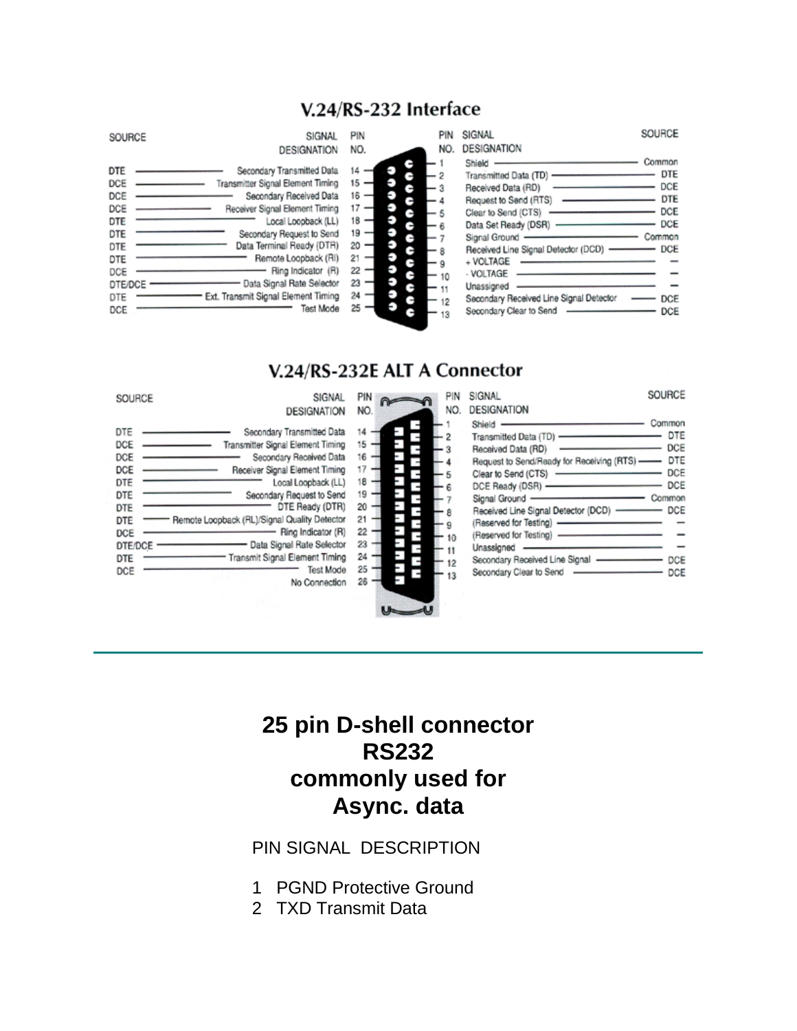## V.24/RS-232 Interface

| SOURCE | SIGNAL DESIGNATION | PIN NO. |
|---|---|---|
| DTE | Secondary Transmitted Data | 14 |
| DCE | Transmitter Signal Element Timing | 15 |
| DCE | Secondary Received Data | 16 |
| DCE | Receiver Signal Element Timing | 17 |
| DTE | Local Loopback (LL) | 18 |
| DTE | Secondary Request to Send | 19 |
| DTE | Data Terminal Ready (DTR) | 20 |
| DTE | Remote Loopback (RI) | 21 |
| DCE | Ring Indicator (R) | 22 |
| DTE/DCE | Data Signal Rate Selector | 23 |
| DTE | Ext. Transmit Signal Element Timing | 24 |
| DCE | Test Mode | 25 |

| PIN NO. | SIGNAL DESIGNATION | SOURCE |
|---|---|---|
| 1 | Shield | Common |
| 2 | Transmitted Data (TD) | DTE |
| 3 | Received Data (RD) | DCE |
| 4 | Request to Send (RTS) | DTE |
| 5 | Clear to Send (CTS) | DCE |
| 6 | Data Set Ready (DSR) | DCE |
| 7 | Signal Ground | Common |
| 8 | Received Line Signal Detector (DCD) | DCE |
| 9 | + VOLTAGE | – |
| 10 | - VOLTAGE | – |
| 11 | Unassigned | – |
| 12 | Secondary Received Line Signal Detector | DCE |
| 13 | Secondary Clear to Send | DCE |

## V.24/RS-232E ALT A Connector

| SOURCE | SIGNAL DESIGNATION | PIN NO. |
|---|---|---|
| DTE | Secondary Transmitted Data | 14 |
| DCE | Transmitter Signal Element Timing | 15 |
| DCE | Secondary Received Data | 16 |
| DCE | Receiver Signal Element Timing | 17 |
| DTE | Local Loopback (LL) | 18 |
| DTE | Secondary Request to Send | 19 |
| DTE | DTE Ready (DTR) | 20 |
| DTE | Remote Loopback (RL)/Signal Quality Detector | 21 |
| DCE | Ring Indicator (R) | 22 |
| DTE/DCE | Data Signal Rate Selector | 23 |
| DTE | Transmit Signal Element Timing | 24 |
| DCE | Test Mode | 25 |
| | No Connection | 26 |

| PIN NO. | SIGNAL DESIGNATION | SOURCE |
|---|---|---|
| 1 | Shield | Common |
| 2 | Transmitted Data (TD) | DTE |
| 3 | Received Data (RD) | DCE |
| 4 | Request to Send/Ready for Receiving (RTS) | DTE |
| 5 | Clear to Send (CTS) | DCE |
| 6 | DCE Ready (DSR) | DCE |
| 7 | Signal Ground | Common |
| 8 | Received Line Signal Detector (DCD) | DCE |
| 9 | (Reserved for Testing) | – |
| 10 | (Reserved for Testing) | – |
| 11 | Unassigned | – |
| 12 | Secondary Received Line Signal | DCE |
| 13 | Secondary Clear to Send | DCE |

---

# 25 pin D-shell connector RS232 commonly used for Async. data

PIN SIGNAL DESCRIPTION

1 PGND Protective Ground
2 TXD Transmit Data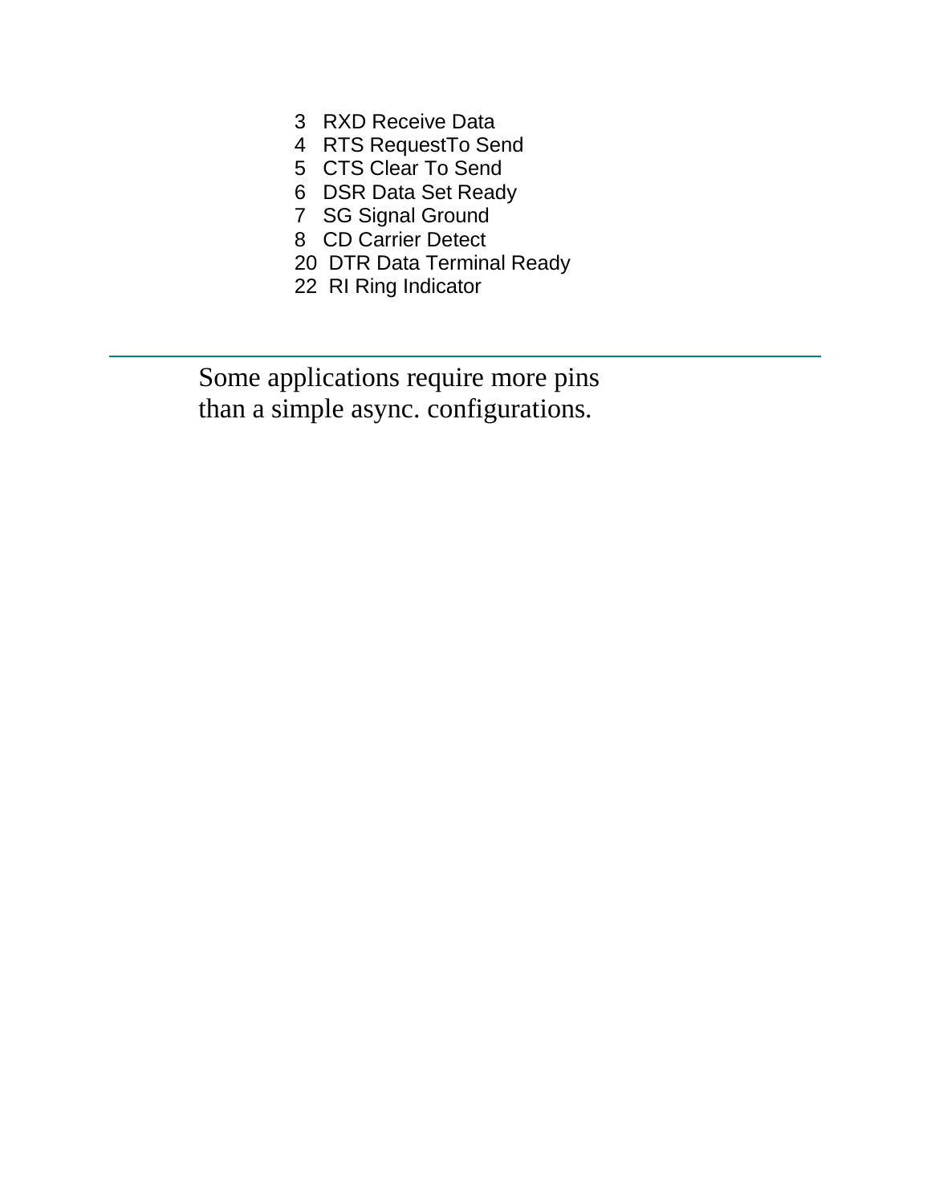3 RXD Receive Data
4 RTS RequestTo Send
5 CTS Clear To Send
6 DSR Data Set Ready
7 SG Signal Ground
8 CD Carrier Detect
20 DTR Data Terminal Ready
22 RI Ring Indicator

---

Some applications require more pins than a simple async. configurations.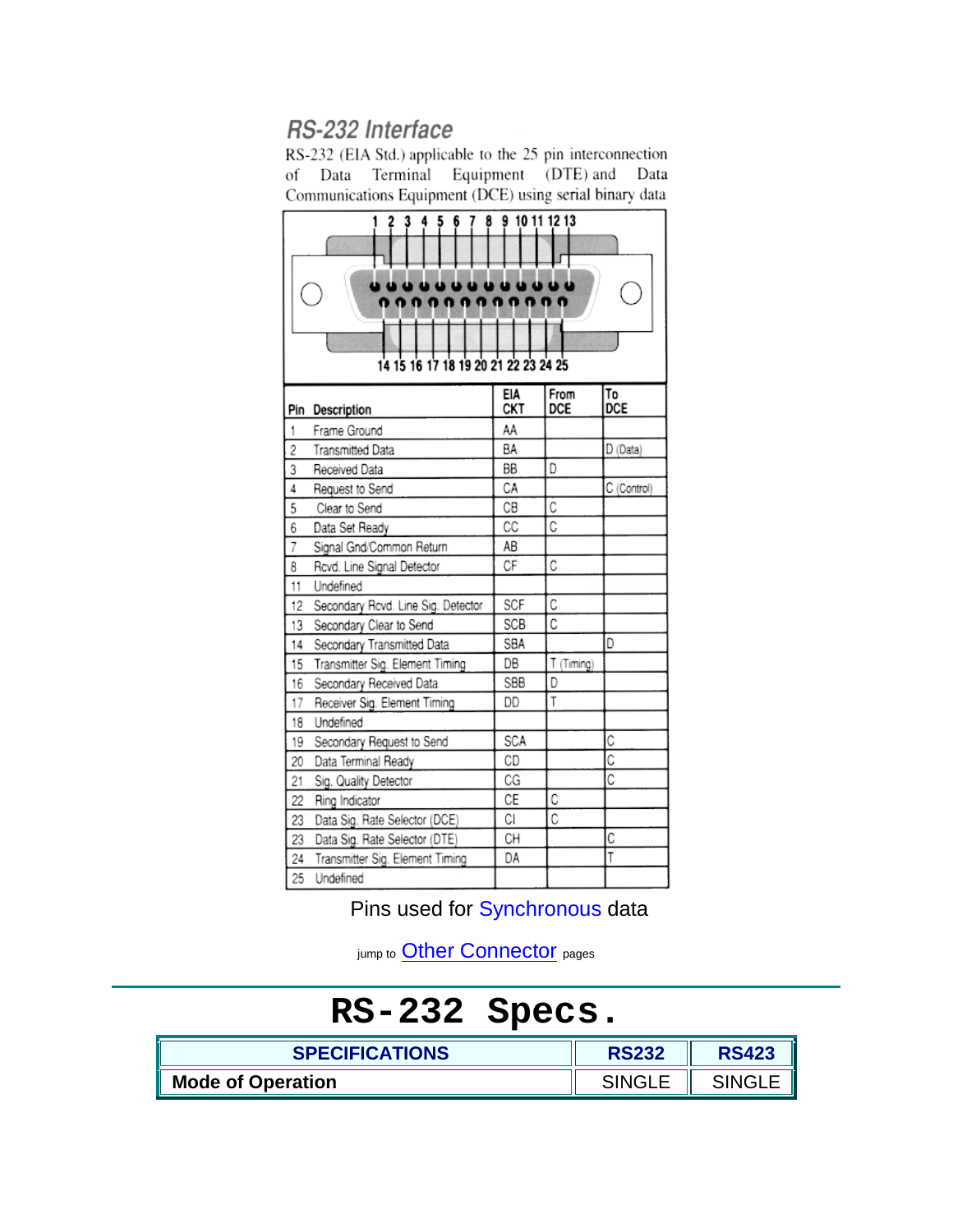## RS-232 Interface

RS-232 (EIA Std.) applicable to the 25 pin interconnection of Data Terminal Equipment (DTE) and Data Communications Equipment (DCE) using serial binary data

1 2 3 4 5 6 7 8 9 10 11 12 13

14 15 16 17 18 19 20 21 22 23 24 25

| Pin | Description | EIA CKT | From DCE | To DCE |
|---|---|---|---|---|
| 1 | Frame Ground | AA | | |
| 2 | Transmitted Data | BA | | D (Data) |
| 3 | Received Data | BB | D | |
| 4 | Request to Send | CA | | C (Control) |
| 5 | Clear to Send | CB | C | |
| 6 | Data Set Ready | CC | C | |
| 7 | Signal Gnd/Common Return | AB | | |
| 8 | Rcvd. Line Signal Detector | CF | C | |
| 11 | Undefined | | | |
| 12 | Secondary Rcvd. Line Sig. Detector | SCF | C | |
| 13 | Secondary Clear to Send | SCB | C | |
| 14 | Secondary Transmitted Data | SBA | | D |
| 15 | Transmitter Sig. Element Timing | DB | T (Timing) | |
| 16 | Secondary Received Data | SBB | D | |
| 17 | Receiver Sig. Element Timing | DD | T | |
| 18 | Undefined | | | |
| 19 | Secondary Request to Send | SCA | | C |
| 20 | Data Terminal Ready | CD | | C |
| 21 | Sig. Quality Detector | CG | | C |
| 22 | Ring Indicator | CE | C | |
| 23 | Data Sig. Rate Selector (DCE) | CI | C | |
| 23 | Data Sig. Rate Selector (DTE) | CH | | C |
| 24 | Transmitter Sig. Element Timing | DA | | T |
| 25 | Undefined | | | |

Pins used for Synchronous data

jump to Other Connector pages

# RS-232 Specs.

| SPECIFICATIONS | RS232 | RS423 |
|---|---|---|
| **Mode of Operation** | SINGLE | SINGLE |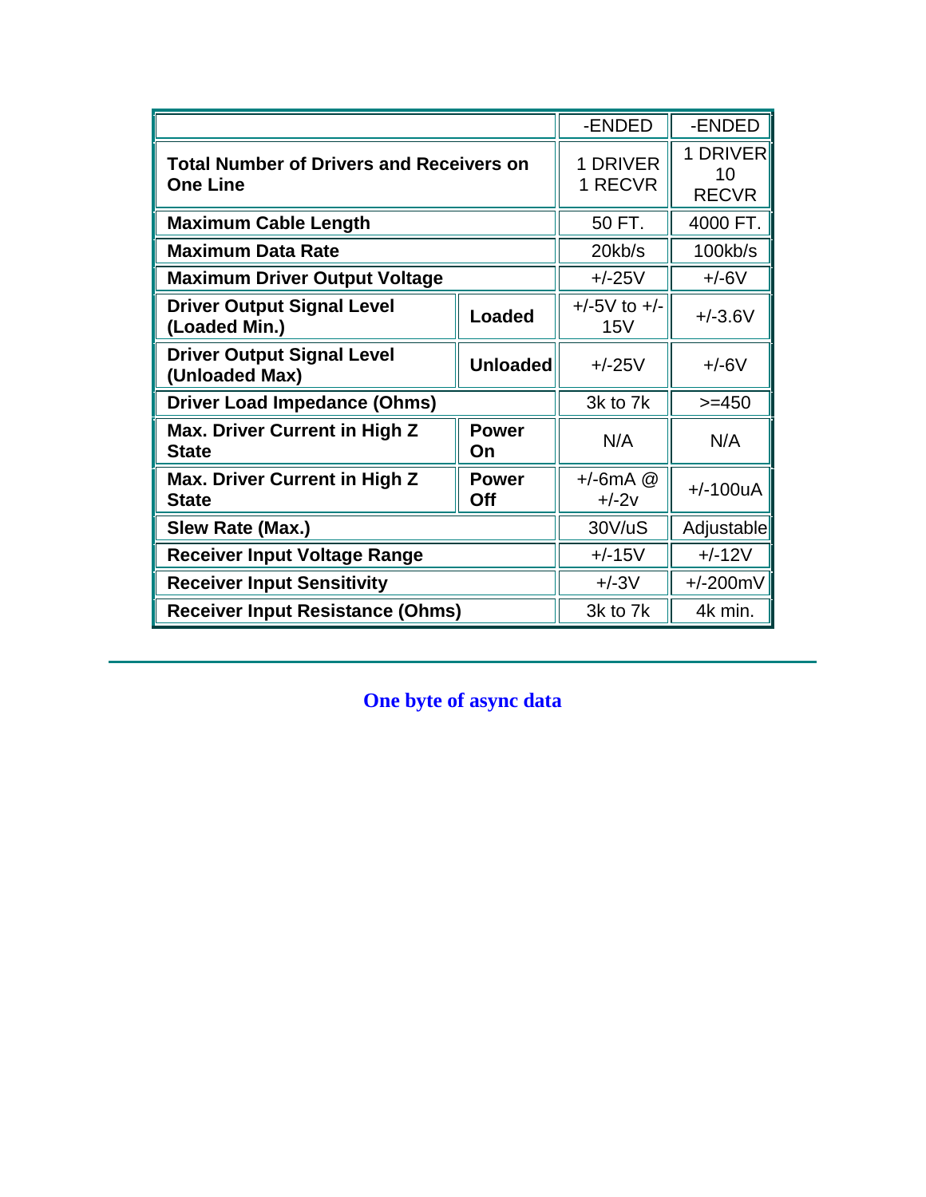| | | -ENDED | -ENDED |
|---|---|---|---|
| **Total Number of Drivers and Receivers on One Line** | | 1 DRIVER 1 RECVR | 1 DRIVER 10 RECVR |
| **Maximum Cable Length** | | 50 FT. | 4000 FT. |
| **Maximum Data Rate** | | 20kb/s | 100kb/s |
| **Maximum Driver Output Voltage** | | +/-25V | +/-6V |
| **Driver Output Signal Level (Loaded Min.)** | **Loaded** | +/-5V to +/-15V | +/-3.6V |
| **Driver Output Signal Level (Unloaded Max)** | **Unloaded** | +/-25V | +/-6V |
| **Driver Load Impedance (Ohms)** | | 3k to 7k | >=450 |
| **Max. Driver Current in High Z State** | **Power On** | N/A | N/A |
| **Max. Driver Current in High Z State** | **Power Off** | +/-6mA @ +/-2v | +/-100uA |
| **Slew Rate (Max.)** | | 30V/uS | Adjustable |
| **Receiver Input Voltage Range** | | +/-15V | +/-12V |
| **Receiver Input Sensitivity** | | +/-3V | +/-200mV |
| **Receiver Input Resistance (Ohms)** | | 3k to 7k | 4k min. |

---

**One byte of async data**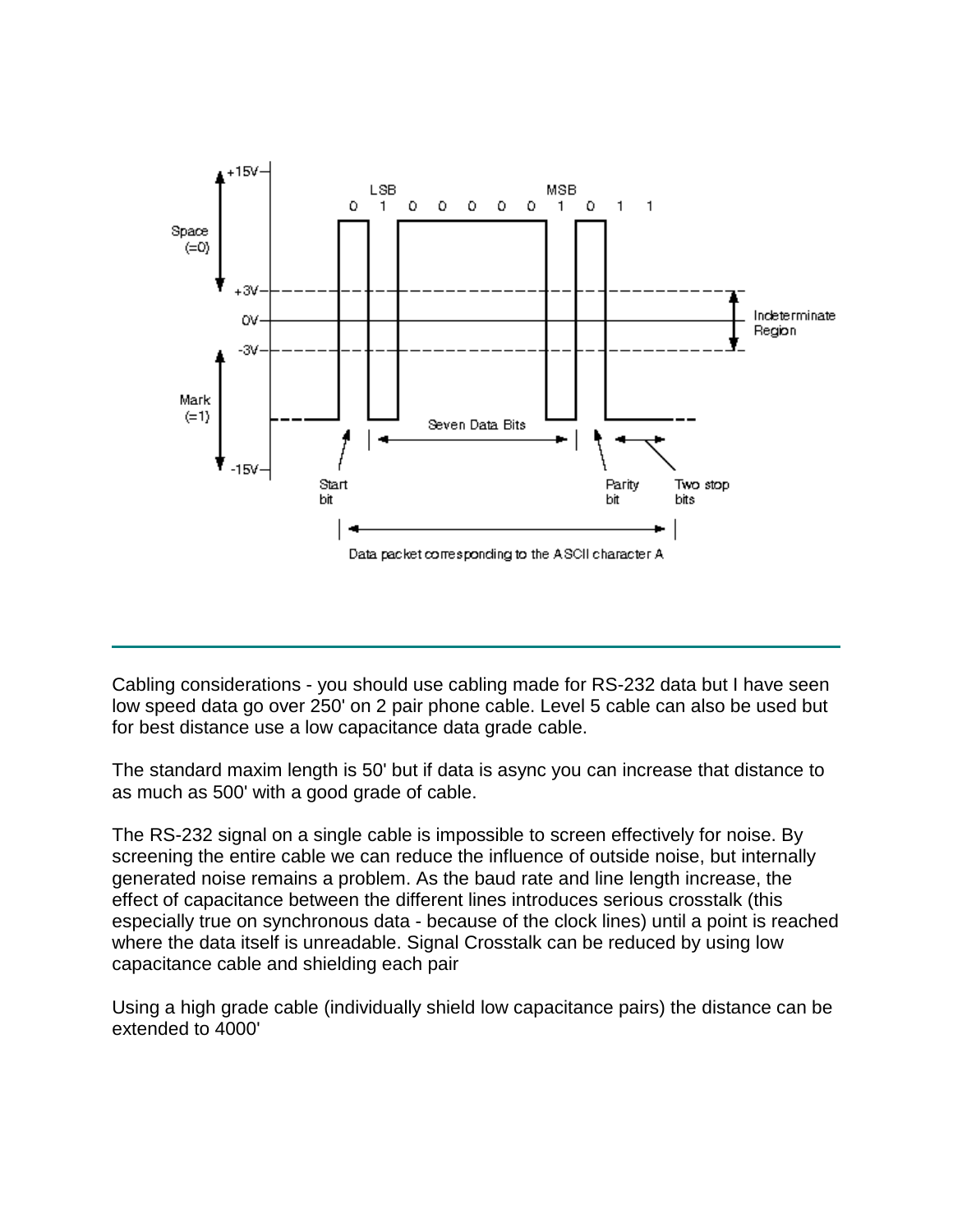Cabling considerations - you should use cabling made for RS-232 data but I have seen low speed data go over 250' on 2 pair phone cable. Level 5 cable can also be used but for best distance use a low capacitance data grade cable.

The standard maxim length is 50' but if data is async you can increase that distance to as much as 500' with a good grade of cable.

The RS-232 signal on a single cable is impossible to screen effectively for noise. By screening the entire cable we can reduce the influence of outside noise, but internally generated noise remains a problem. As the baud rate and line length increase, the effect of capacitance between the different lines introduces serious crosstalk (this especially true on synchronous data - because of the clock lines) until a point is reached where the data itself is unreadable. Signal Crosstalk can be reduced by using low capacitance cable and shielding each pair

Using a high grade cable (individually shield low capacitance pairs) the distance can be extended to 4000'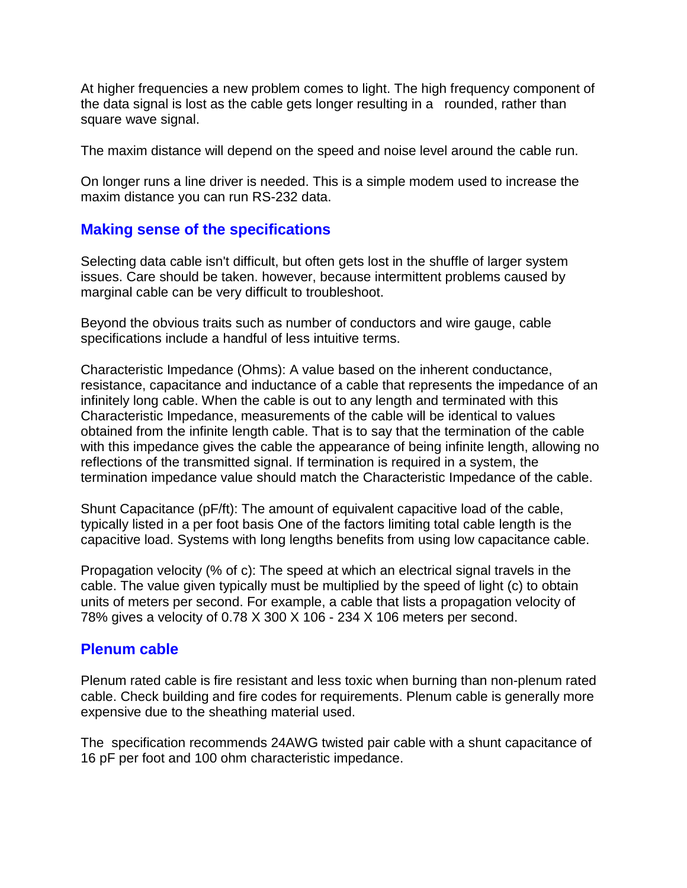At higher frequencies a new problem comes to light. The high frequency component of the data signal is lost as the cable gets longer resulting in a rounded, rather than square wave signal.

The maxim distance will depend on the speed and noise level around the cable run.

On longer runs a line driver is needed. This is a simple modem used to increase the maxim distance you can run RS-232 data.

## Making sense of the specifications

Selecting data cable isn't difficult, but often gets lost in the shuffle of larger system issues. Care should be taken. however, because intermittent problems caused by marginal cable can be very difficult to troubleshoot.

Beyond the obvious traits such as number of conductors and wire gauge, cable specifications include a handful of less intuitive terms.

Characteristic Impedance (Ohms): A value based on the inherent conductance, resistance, capacitance and inductance of a cable that represents the impedance of an infinitely long cable. When the cable is out to any length and terminated with this Characteristic Impedance, measurements of the cable will be identical to values obtained from the infinite length cable. That is to say that the termination of the cable with this impedance gives the cable the appearance of being infinite length, allowing no reflections of the transmitted signal. If termination is required in a system, the termination impedance value should match the Characteristic Impedance of the cable.

Shunt Capacitance (pF/ft): The amount of equivalent capacitive load of the cable, typically listed in a per foot basis One of the factors limiting total cable length is the capacitive load. Systems with long lengths benefits from using low capacitance cable.

Propagation velocity (% of c): The speed at which an electrical signal travels in the cable. The value given typically must be multiplied by the speed of light (c) to obtain units of meters per second. For example, a cable that lists a propagation velocity of 78% gives a velocity of 0.78 X 300 X 106 - 234 X 106 meters per second.

## Plenum cable

Plenum rated cable is fire resistant and less toxic when burning than non-plenum rated cable. Check building and fire codes for requirements. Plenum cable is generally more expensive due to the sheathing material used.

The specification recommends 24AWG twisted pair cable with a shunt capacitance of 16 pF per foot and 100 ohm characteristic impedance.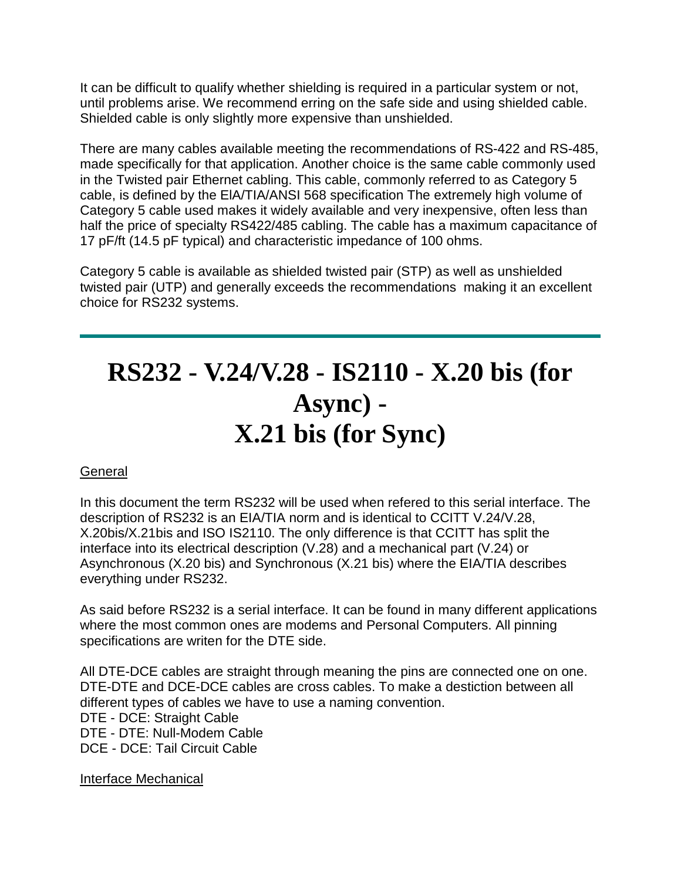It can be difficult to qualify whether shielding is required in a particular system or not, until problems arise. We recommend erring on the safe side and using shielded cable. Shielded cable is only slightly more expensive than unshielded.

There are many cables available meeting the recommendations of RS-422 and RS-485, made specifically for that application. Another choice is the same cable commonly used in the Twisted pair Ethernet cabling. This cable, commonly referred to as Category 5 cable, is defined by the EIA/TIA/ANSI 568 specification The extremely high volume of Category 5 cable used makes it widely available and very inexpensive, often less than half the price of specialty RS422/485 cabling. The cable has a maximum capacitance of 17 pF/ft (14.5 pF typical) and characteristic impedance of 100 ohms.

Category 5 cable is available as shielded twisted pair (STP) as well as unshielded twisted pair (UTP) and generally exceeds the recommendations making it an excellent choice for RS232 systems.

---

# RS232 - V.24/V.28 - IS2110 - X.20 bis (for Async) - X.21 bis (for Sync)

General

In this document the term RS232 will be used when refered to this serial interface. The description of RS232 is an EIA/TIA norm and is identical to CCITT V.24/V.28, X.20bis/X.21bis and ISO IS2110. The only difference is that CCITT has split the interface into its electrical description (V.28) and a mechanical part (V.24) or Asynchronous (X.20 bis) and Synchronous (X.21 bis) where the EIA/TIA describes everything under RS232.

As said before RS232 is a serial interface. It can be found in many different applications where the most common ones are modems and Personal Computers. All pinning specifications are writen for the DTE side.

All DTE-DCE cables are straight through meaning the pins are connected one on one. DTE-DTE and DCE-DCE cables are cross cables. To make a destiction between all different types of cables we have to use a naming convention.
DTE - DCE: Straight Cable
DTE - DTE: Null-Modem Cable
DCE - DCE: Tail Circuit Cable

Interface Mechanical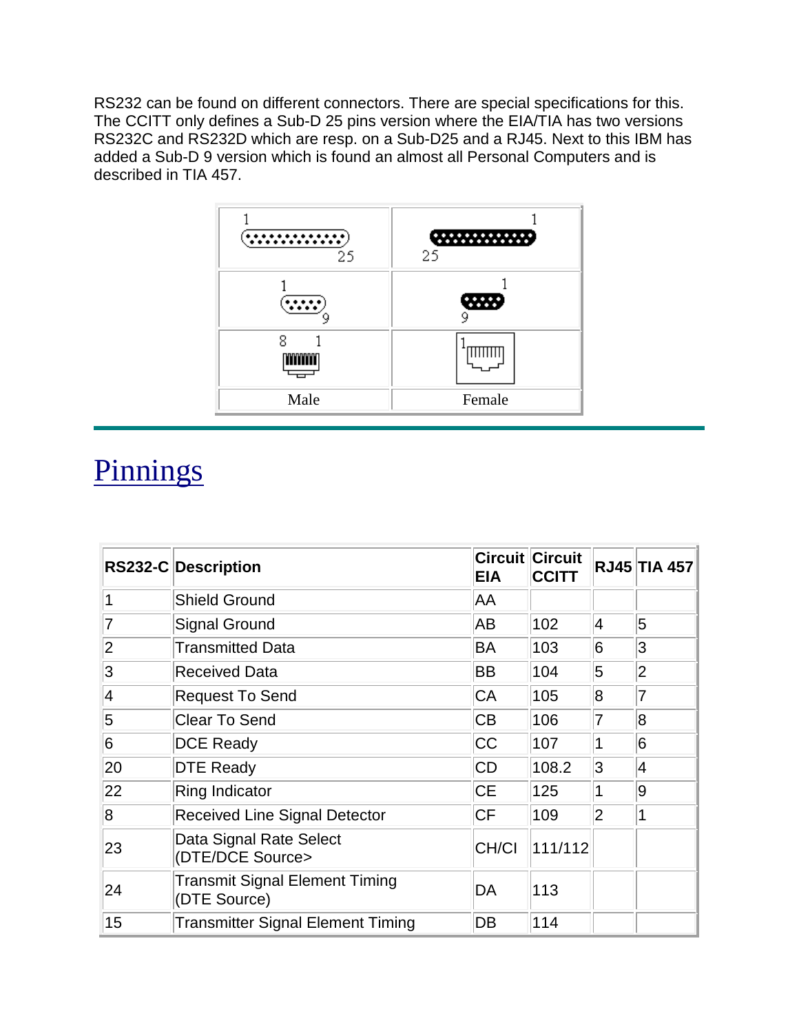RS232 can be found on different connectors. There are special specifications for this. The CCITT only defines a Sub-D 25 pins version where the EIA/TIA has two versions RS232C and RS232D which are resp. on a Sub-D25 and a RJ45. Next to this IBM has added a Sub-D 9 version which is found an almost all Personal Computers and is described in TIA 457.

| Male | Female |
|---|---|
| 1 … 25 | 1 … 25 |
| 1 … 9 | 1 … 9 |
| 8 … 1 | 1 |

## Pinnings

| RS232-C | Description | Circuit EIA | Circuit CCITT | RJ45 | TIA 457 |
|---|---|---|---|---|---|
| 1 | Shield Ground | AA | | | |
| 7 | Signal Ground | AB | 102 | 4 | 5 |
| 2 | Transmitted Data | BA | 103 | 6 | 3 |
| 3 | Received Data | BB | 104 | 5 | 2 |
| 4 | Request To Send | CA | 105 | 8 | 7 |
| 5 | Clear To Send | CB | 106 | 7 | 8 |
| 6 | DCE Ready | CC | 107 | 1 | 6 |
| 20 | DTE Ready | CD | 108.2 | 3 | 4 |
| 22 | Ring Indicator | CE | 125 | 1 | 9 |
| 8 | Received Line Signal Detector | CF | 109 | 2 | 1 |
| 23 | Data Signal Rate Select (DTE/DCE Source> | CH/CI | 111/112 | | |
| 24 | Transmit Signal Element Timing (DTE Source) | DA | 113 | | |
| 15 | Transmitter Signal Element Timing | DB | 114 | | |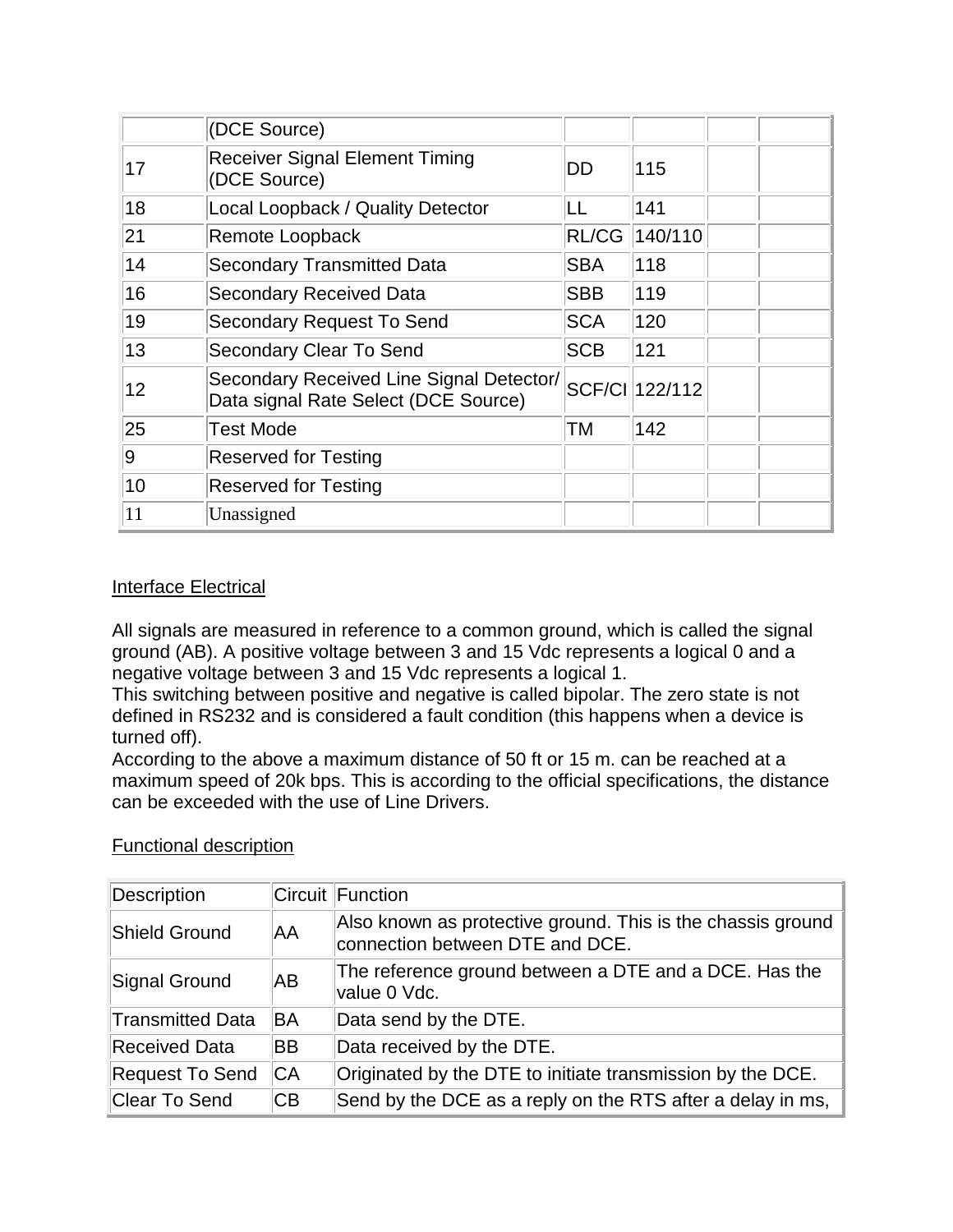| | | | | | |
|---|---|---|---|---|---|
| | (DCE Source) | | | | |
| 17 | Receiver Signal Element Timing (DCE Source) | DD | 115 | | |
| 18 | Local Loopback / Quality Detector | LL | 141 | | |
| 21 | Remote Loopback | RL/CG | 140/110 | | |
| 14 | Secondary Transmitted Data | SBA | 118 | | |
| 16 | Secondary Received Data | SBB | 119 | | |
| 19 | Secondary Request To Send | SCA | 120 | | |
| 13 | Secondary Clear To Send | SCB | 121 | | |
| 12 | Secondary Received Line Signal Detector/ Data signal Rate Select (DCE Source) | SCF/CI | 122/112 | | |
| 25 | Test Mode | TM | 142 | | |
| 9 | Reserved for Testing | | | | |
| 10 | Reserved for Testing | | | | |
| 11 | Unassigned | | | | |

<u>Interface Electrical</u>

All signals are measured in reference to a common ground, which is called the signal ground (AB). A positive voltage between 3 and 15 Vdc represents a logical 0 and a negative voltage between 3 and 15 Vdc represents a logical 1.
This switching between positive and negative is called bipolar. The zero state is not defined in RS232 and is considered a fault condition (this happens when a device is turned off).
According to the above a maximum distance of 50 ft or 15 m. can be reached at a maximum speed of 20k bps. This is according to the official specifications, the distance can be exceeded with the use of Line Drivers.

<u>Functional description</u>

| Description | Circuit | Function |
|---|---|---|
| Shield Ground | AA | Also known as protective ground. This is the chassis ground connection between DTE and DCE. |
| Signal Ground | AB | The reference ground between a DTE and a DCE. Has the value 0 Vdc. |
| Transmitted Data | BA | Data send by the DTE. |
| Received Data | BB | Data received by the DTE. |
| Request To Send | CA | Originated by the DTE to initiate transmission by the DCE. |
| Clear To Send | CB | Send by the DCE as a reply on the RTS after a delay in ms, |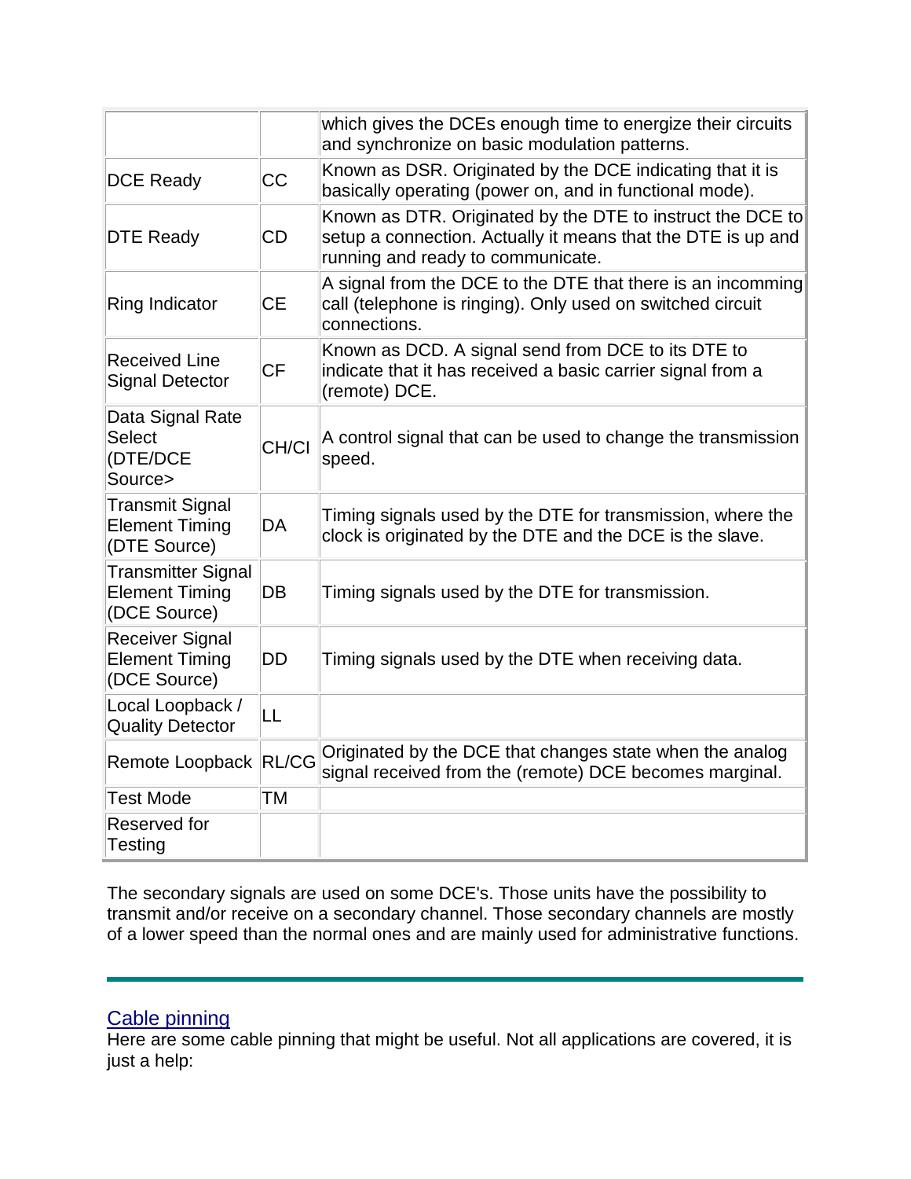| | | |
|---|---|---|
| | | which gives the DCEs enough time to energize their circuits and synchronize on basic modulation patterns. |
| DCE Ready | CC | Known as DSR. Originated by the DCE indicating that it is basically operating (power on, and in functional mode). |
| DTE Ready | CD | Known as DTR. Originated by the DTE to instruct the DCE to setup a connection. Actually it means that the DTE is up and running and ready to communicate. |
| Ring Indicator | CE | A signal from the DCE to the DTE that there is an incomming call (telephone is ringing). Only used on switched circuit connections. |
| Received Line Signal Detector | CF | Known as DCD. A signal send from DCE to its DTE to indicate that it has received a basic carrier signal from a (remote) DCE. |
| Data Signal Rate Select (DTE/DCE Source> | CH/CI | A control signal that can be used to change the transmission speed. |
| Transmit Signal Element Timing (DTE Source) | DA | Timing signals used by the DTE for transmission, where the clock is originated by the DTE and the DCE is the slave. |
| Transmitter Signal Element Timing (DCE Source) | DB | Timing signals used by the DTE for transmission. |
| Receiver Signal Element Timing (DCE Source) | DD | Timing signals used by the DTE when receiving data. |
| Local Loopback / Quality Detector | LL | |
| Remote Loopback | RL/CG | Originated by the DCE that changes state when the analog signal received from the (remote) DCE becomes marginal. |
| Test Mode | TM | |
| Reserved for Testing | | |

The secondary signals are used on some DCE's. Those units have the possibility to transmit and/or receive on a secondary channel. Those secondary channels are mostly of a lower speed than the normal ones and are mainly used for administrative functions.

---

## Cable pinning

Here are some cable pinning that might be useful. Not all applications are covered, it is just a help: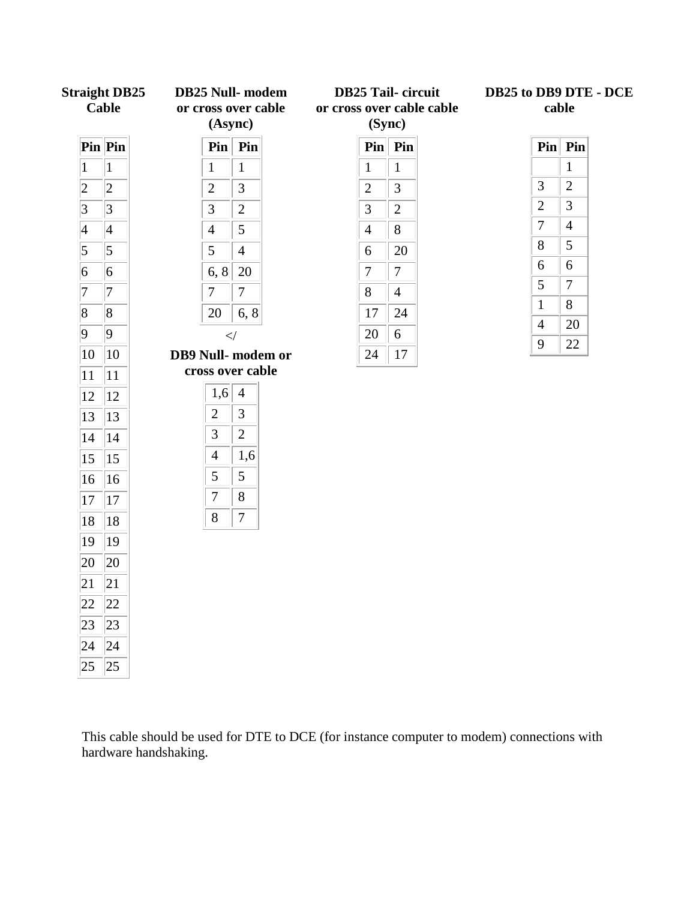**Straight DB25 Cable**

| Pin | Pin |
|---|---|
| 1 | 1 |
| 2 | 2 |
| 3 | 3 |
| 4 | 4 |
| 5 | 5 |
| 6 | 6 |
| 7 | 7 |
| 8 | 8 |
| 9 | 9 |
| 10 | 10 |
| 11 | 11 |
| 12 | 12 |
| 13 | 13 |
| 14 | 14 |
| 15 | 15 |
| 16 | 16 |
| 17 | 17 |
| 18 | 18 |
| 19 | 19 |
| 20 | 20 |
| 21 | 21 |
| 22 | 22 |
| 23 | 23 |
| 24 | 24 |
| 25 | 25 |

**DB25 Null- modem or cross over cable (Async)**

| Pin | Pin |
|---|---|
| 1 | 1 |
| 2 | 3 |
| 3 | 2 |
| 4 | 5 |
| 5 | 4 |
| 6, 8 | 20 |
| 7 | 7 |
| 20 | 6, 8 |

</

**DB9 Null- modem or cross over cable**

| | |
|---|---|
| 1,6 | 4 |
| 2 | 3 |
| 3 | 2 |
| 4 | 1,6 |
| 5 | 5 |
| 7 | 8 |
| 8 | 7 |

**DB25 Tail- circuit or cross over cable cable (Sync)**

| Pin | Pin |
|---|---|
| 1 | 1 |
| 2 | 3 |
| 3 | 2 |
| 4 | 8 |
| 6 | 20 |
| 7 | 7 |
| 8 | 4 |
| 17 | 24 |
| 20 | 6 |
| 24 | 17 |

**DB25 to DB9 DTE - DCE cable**

| Pin | Pin |
|---|---|
| | 1 |
| 3 | 2 |
| 2 | 3 |
| 7 | 4 |
| 8 | 5 |
| 6 | 6 |
| 5 | 7 |
| 1 | 8 |
| 4 | 20 |
| 9 | 22 |

This cable should be used for DTE to DCE (for instance computer to modem) connections with hardware handshaking.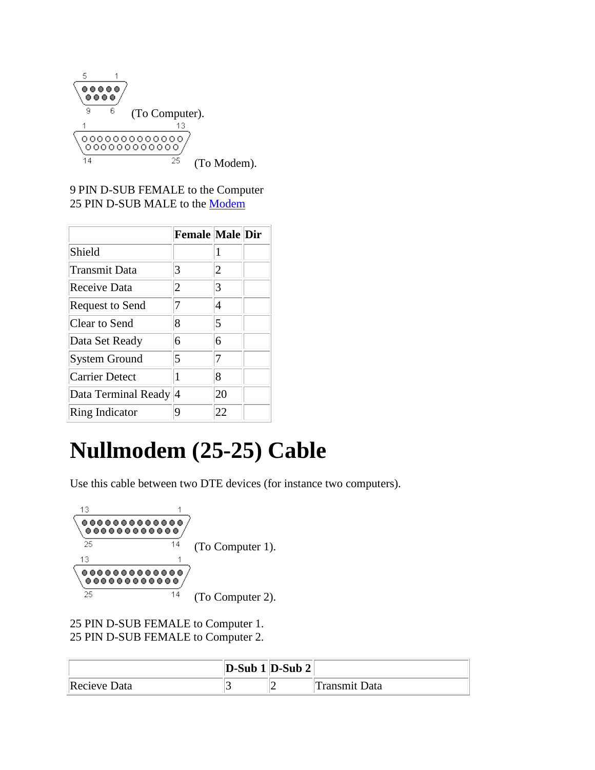(To Computer).

(To Modem).

9 PIN D-SUB FEMALE to the Computer
25 PIN D-SUB MALE to the Modem

| | Female | Male | Dir |
|---|---|---|---|
| Shield | | 1 | |
| Transmit Data | 3 | 2 | |
| Receive Data | 2 | 3 | |
| Request to Send | 7 | 4 | |
| Clear to Send | 8 | 5 | |
| Data Set Ready | 6 | 6 | |
| System Ground | 5 | 7 | |
| Carrier Detect | 1 | 8 | |
| Data Terminal Ready | 4 | 20 | |
| Ring Indicator | 9 | 22 | |

# Nullmodem (25-25) Cable

Use this cable between two DTE devices (for instance two computers).

(To Computer 1).

(To Computer 2).

25 PIN D-SUB FEMALE to Computer 1.
25 PIN D-SUB FEMALE to Computer 2.

| | D-Sub 1 | D-Sub 2 | |
|---|---|---|---|
| Recieve Data | 3 | 2 | Transmit Data |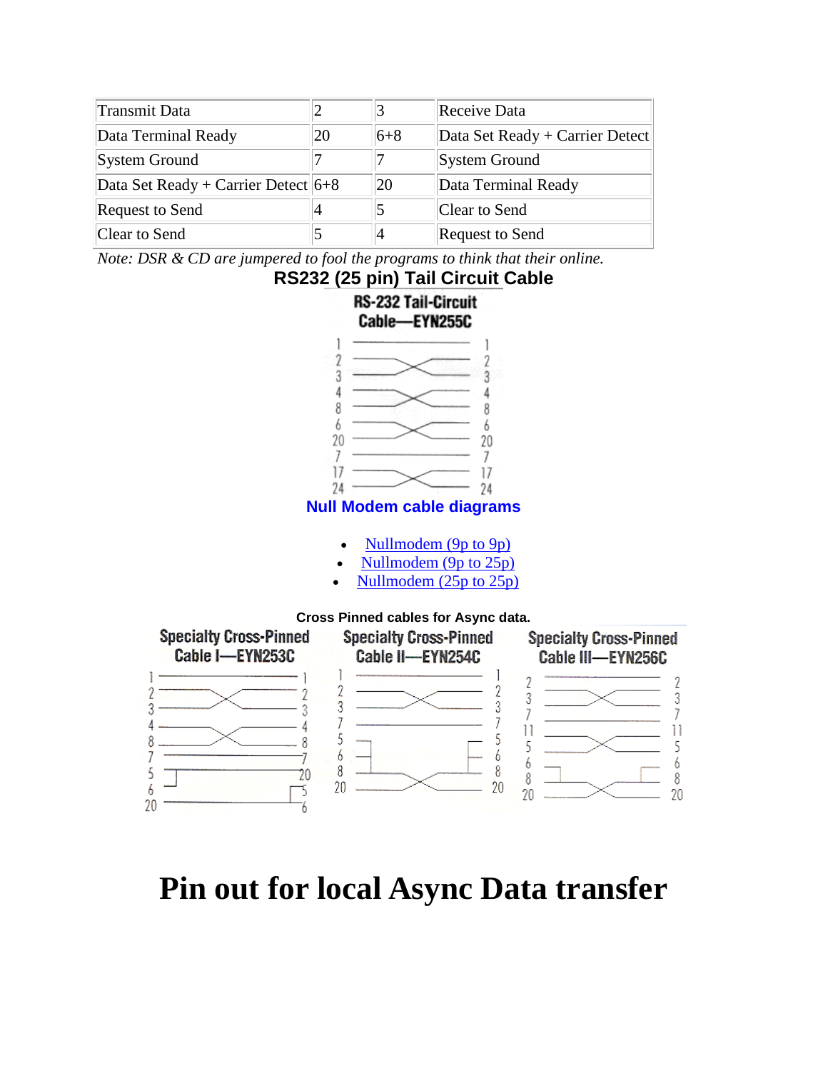| Transmit Data | 2 | 3 | Receive Data |
| --- | --- | --- | --- |
| Data Terminal Ready | 20 | 6+8 | Data Set Ready + Carrier Detect |
| System Ground | 7 | 7 | System Ground |
| Data Set Ready + Carrier Detect | 6+8 | 20 | Data Terminal Ready |
| Request to Send | 4 | 5 | Clear to Send |
| Clear to Send | 5 | 4 | Request to Send |

*Note: DSR & CD are jumpered to fool the programs to think that their online.*

**RS232 (25 pin) Tail Circuit Cable**

RS-232 Tail-Circuit Cable—EYN255C

**Null Modem cable diagrams**

- Nullmodem (9p to 9p)
- Nullmodem (9p to 25p)
- Nullmodem (25p to 25p)

**Cross Pinned cables for Async data.**

Specialty Cross-Pinned Cable I—EYN253C

Specialty Cross-Pinned Cable II—EYN254C

Specialty Cross-Pinned Cable III—EYN256C

# Pin out for local Async Data transfer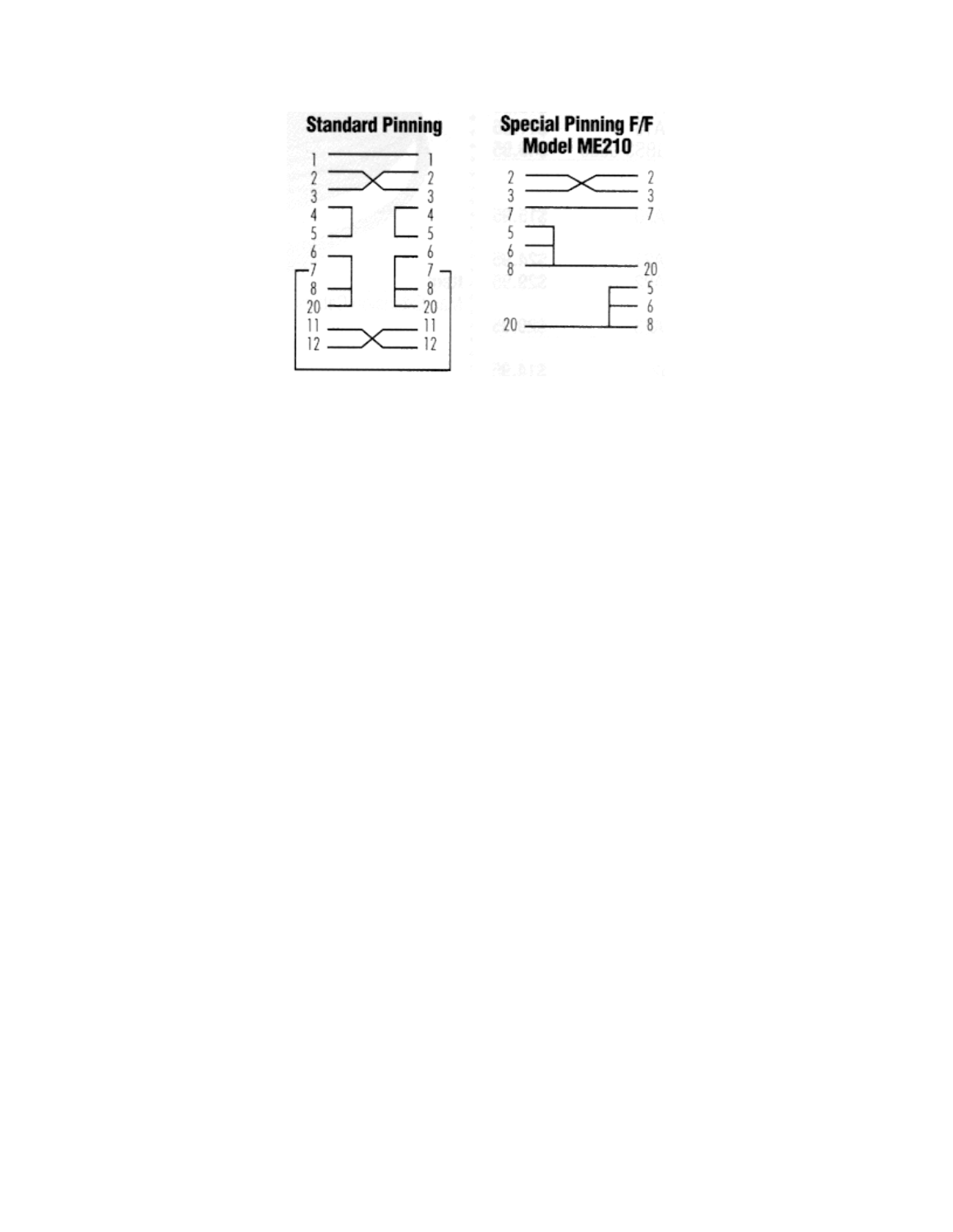**Standard Pinning**

1
2
3
4
5
6
7
8
20
11
12

1
2
3
4
5
6
7
8
20
11
12

**Special Pinning F/F**
**Model ME210**

2
3
7
5
6
8

2
3
7
20

5
6
8
20